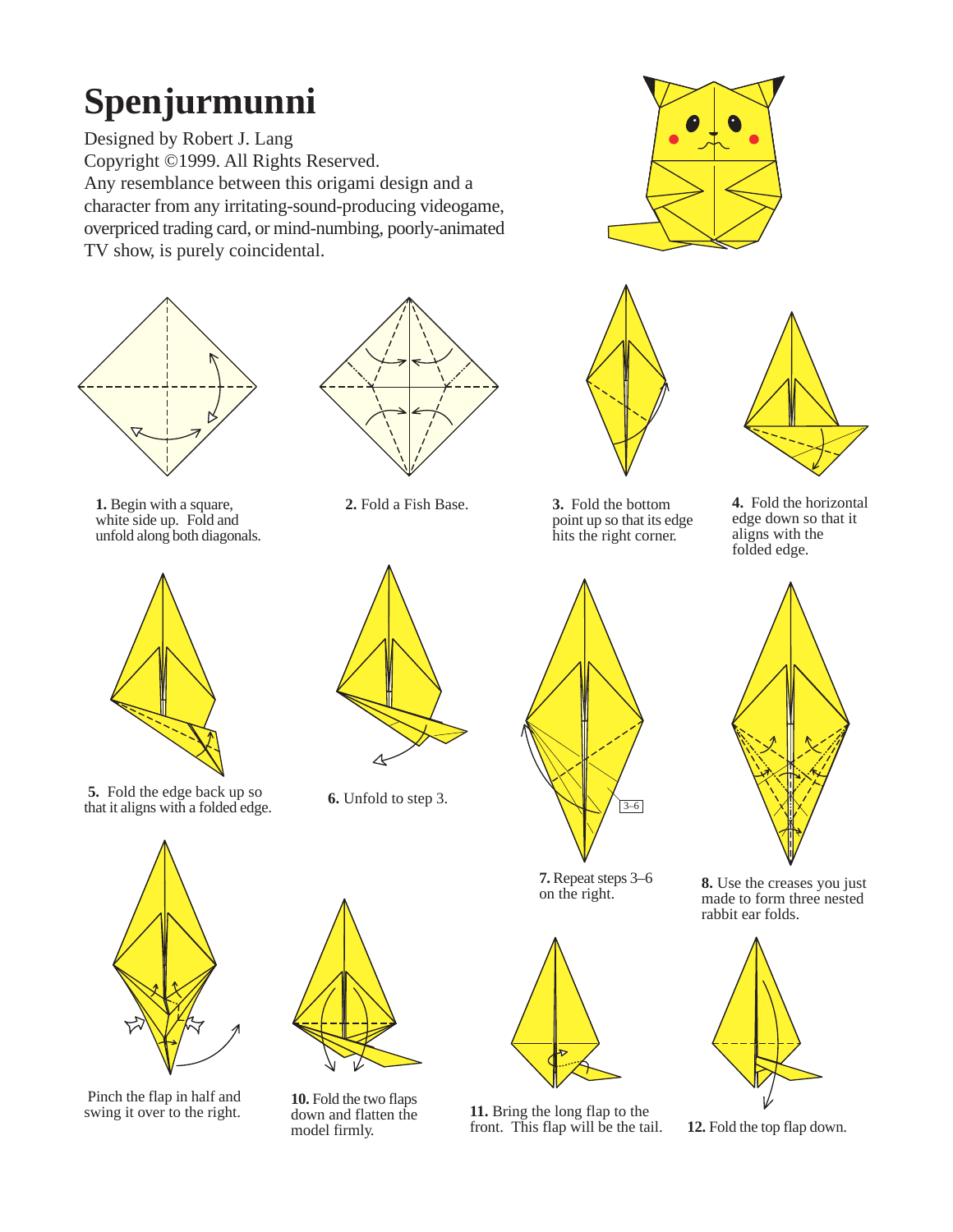# Spenjurmunni

Designed by Robert J. Lang
Copyright ©1999. All Rights Reserved.
Any resemblance between this origami design and a character from any irritating-sound-producing videogame, overpriced trading card, or mind-numbing, poorly-animated TV show, is purely coincidental.

**1.** Begin with a square, white side up. Fold and unfold along both diagonals.

**2.** Fold a Fish Base.

**3.** Fold the bottom point up so that its edge hits the right corner.

**4.** Fold the horizontal edge down so that it aligns with the folded edge.

**5.** Fold the edge back up so that it aligns with a folded edge.

**6.** Unfold to step 3.

3–6

**7.** Repeat steps 3–6 on the right.

**8.** Use the creases you just made to form three nested rabbit ear folds.

Pinch the flap in half and swing it over to the right.

**10.** Fold the two flaps down and flatten the model firmly.

**11.** Bring the long flap to the front. This flap will be the tail.

**12.** Fold the top flap down.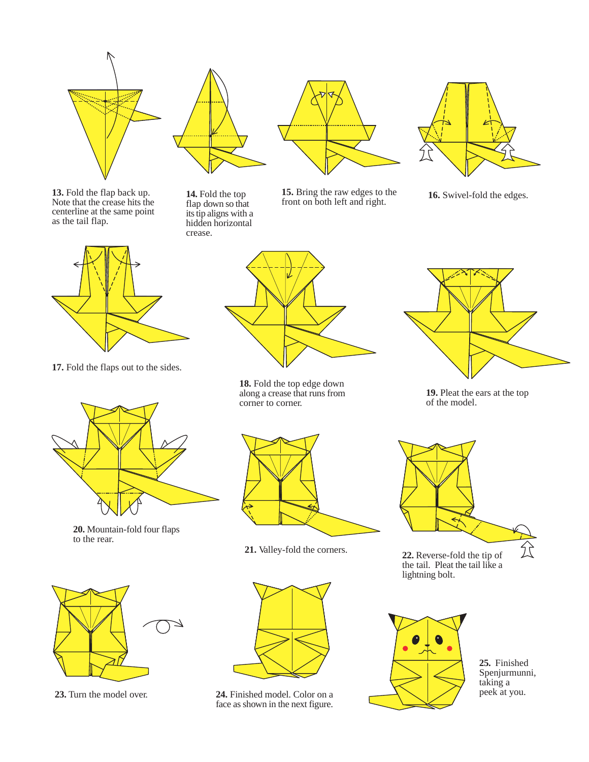**13.** Fold the flap back up. Note that the crease hits the centerline at the same point as the tail flap.

**14.** Fold the top flap down so that its tip aligns with a hidden horizontal crease.

**15.** Bring the raw edges to the front on both left and right.

**16.** Swivel-fold the edges.

**17.** Fold the flaps out to the sides.

**18.** Fold the top edge down along a crease that runs from corner to corner.

**19.** Pleat the ears at the top of the model.

**20.** Mountain-fold four flaps to the rear.

**21.** Valley-fold the corners.

**22.** Reverse-fold the tip of the tail. Pleat the tail like a lightning bolt.

**23.** Turn the model over.

**24.** Finished model. Color on a face as shown in the next figure.

**25.** Finished Spenjurmunni, taking a peek at you.